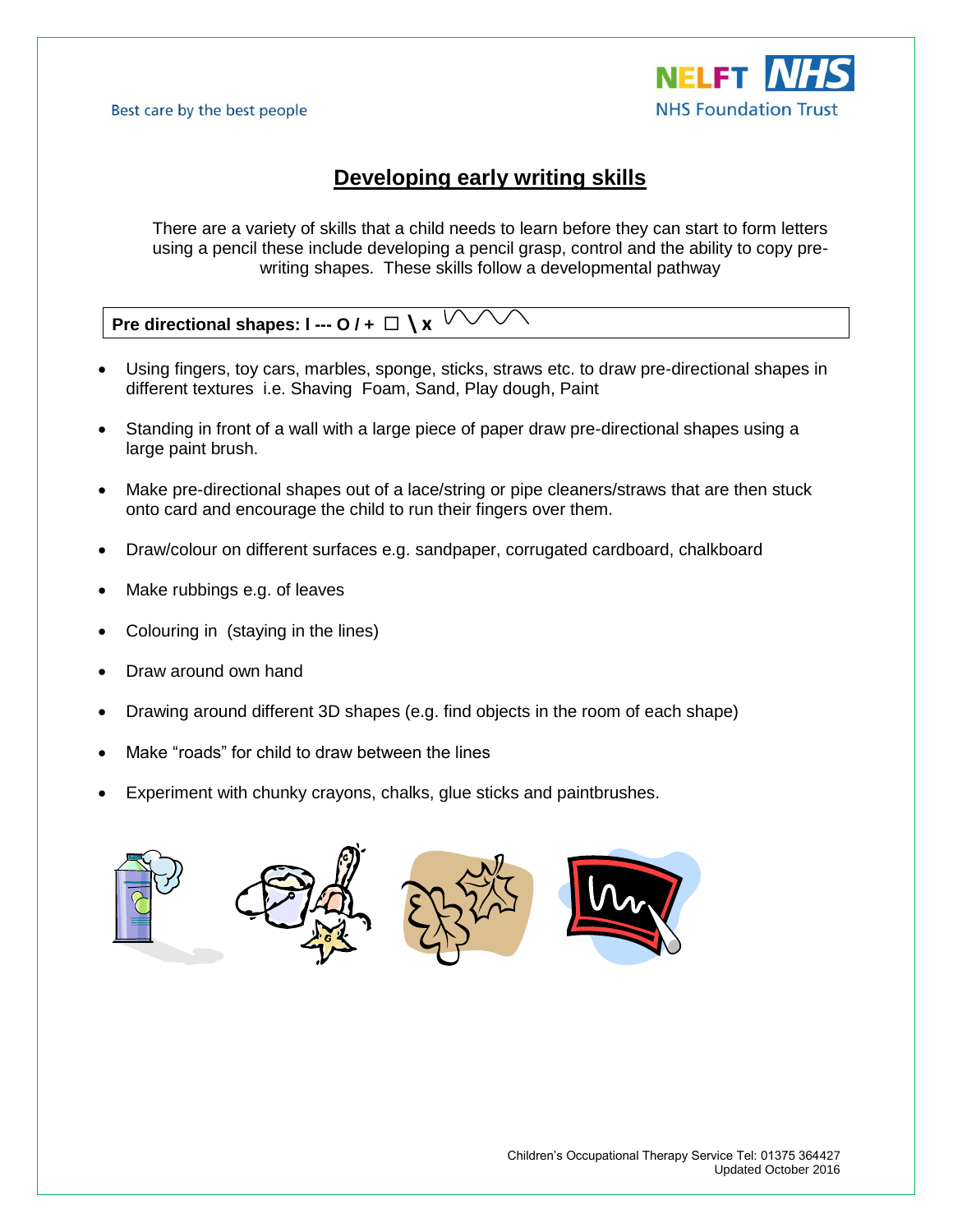Best care by the best people

NELFT NHS
NHS Foundation Trust

# Developing early writing skills

There are a variety of skills that a child needs to learn before they can start to form letters using a pencil these include developing a pencil grasp, control and the ability to copy pre-writing shapes. These skills follow a developmental pathway

**Pre directional shapes: I --- O / + ☐ \ x**

- Using fingers, toy cars, marbles, sponge, sticks, straws etc. to draw pre-directional shapes in different textures i.e. Shaving Foam, Sand, Play dough, Paint
- Standing in front of a wall with a large piece of paper draw pre-directional shapes using a large paint brush.
- Make pre-directional shapes out of a lace/string or pipe cleaners/straws that are then stuck onto card and encourage the child to run their fingers over them.
- Draw/colour on different surfaces e.g. sandpaper, corrugated cardboard, chalkboard
- Make rubbings e.g. of leaves
- Colouring in (staying in the lines)
- Draw around own hand
- Drawing around different 3D shapes (e.g. find objects in the room of each shape)
- Make "roads" for child to draw between the lines
- Experiment with chunky crayons, chalks, glue sticks and paintbrushes.

Children's Occupational Therapy Service Tel: 01375 364427
Updated October 2016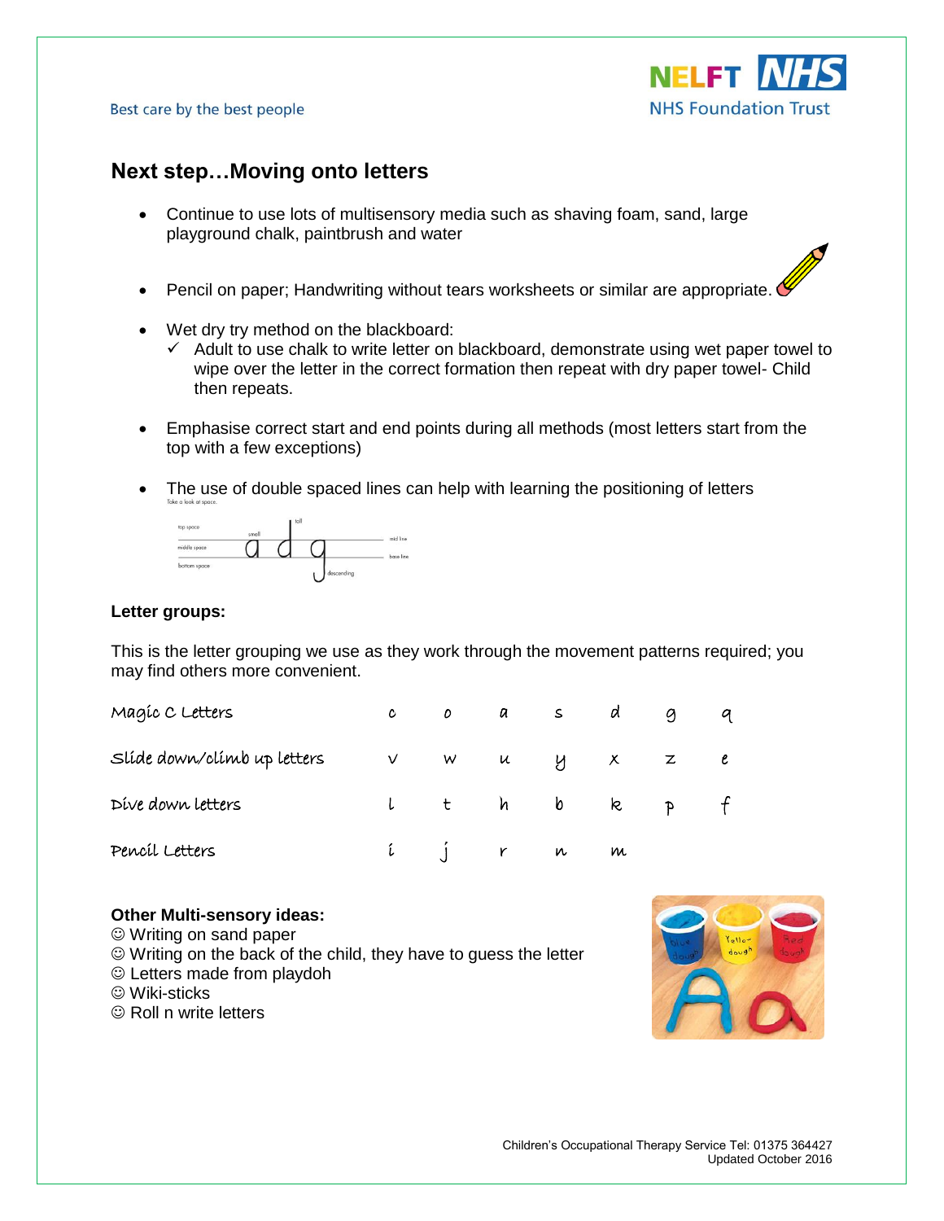## Next step…Moving onto letters

- Continue to use lots of multisensory media such as shaving foam, sand, large playground chalk, paintbrush and water
- Pencil on paper; Handwriting without tears worksheets or similar are appropriate.
- Wet dry try method on the blackboard:
  - ✓ Adult to use chalk to write letter on blackboard, demonstrate using wet paper towel to wipe over the letter in the correct formation then repeat with dry paper towel- Child then repeats.
- Emphasise correct start and end points during all methods (most letters start from the top with a few exceptions)
- The use of double spaced lines can help with learning the positioning of letters

Take a look at space.

top space
middle space
bottom space
small
tall
descending
mid line
base line

**Letter groups:**

This is the letter grouping we use as they work through the movement patterns required; you may find others more convenient.

| | | | | | | | |
|---|---|---|---|---|---|---|---|
| Magic C Letters | c | o | a | s | d | g | q |
| Slide down/climb up letters | v | w | u | y | x | z | e |
| Dive down letters | l | t | h | b | k | p | f |
| Pencil Letters | i | j | r | n | m | | |

**Other Multi-sensory ideas:**

☺ Writing on sand paper
☺ Writing on the back of the child, they have to guess the letter
☺ Letters made from playdoh
☺ Wiki-sticks
☺ Roll n write letters

Children's Occupational Therapy Service Tel: 01375 364427
Updated October 2016